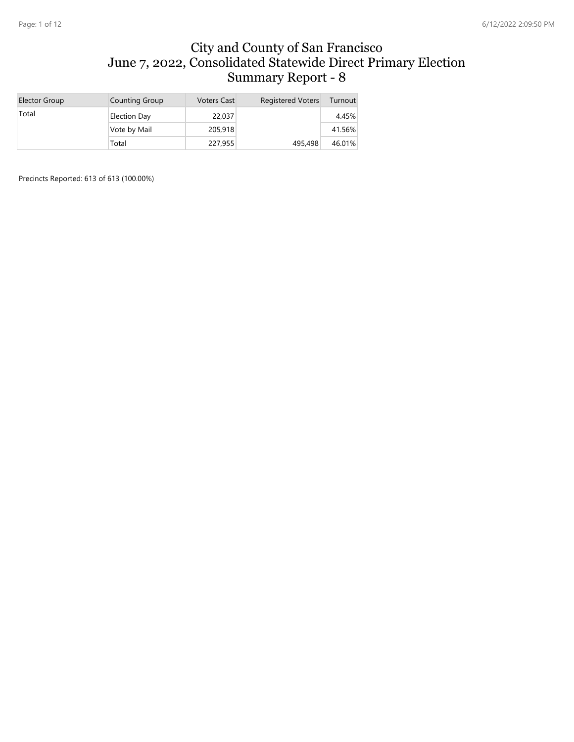# City and County of San Francisco
# June 7, 2022, Consolidated Statewide Direct Primary Election
# Summary Report - 8

| Elector Group | Counting Group | Voters Cast | Registered Voters | Turnout |
|---|---|---|---|---|
| Total | Election Day | 22,037 | | 4.45% |
| | Vote by Mail | 205,918 | | 41.56% |
| | Total | 227,955 | 495,498 | 46.01% |

Precincts Reported: 613 of 613 (100.00%)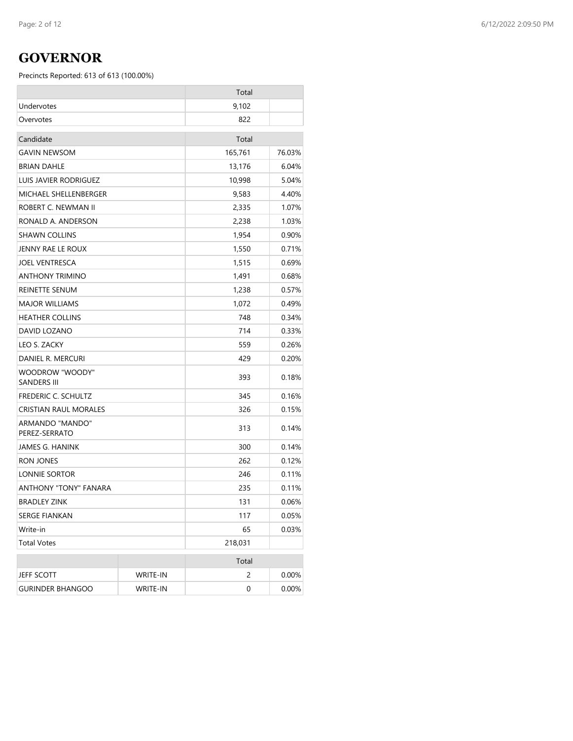# GOVERNOR

Precincts Reported: 613 of 613 (100.00%)

| | Total | |
|---|---|---|
| Undervotes | 9,102 | |
| Overvotes | 822 | |

| Candidate | Total | |
|---|---|---|
| GAVIN NEWSOM | 165,761 | 76.03% |
| BRIAN DAHLE | 13,176 | 6.04% |
| LUIS JAVIER RODRIGUEZ | 10,998 | 5.04% |
| MICHAEL SHELLENBERGER | 9,583 | 4.40% |
| ROBERT C. NEWMAN II | 2,335 | 1.07% |
| RONALD A. ANDERSON | 2,238 | 1.03% |
| SHAWN COLLINS | 1,954 | 0.90% |
| JENNY RAE LE ROUX | 1,550 | 0.71% |
| JOEL VENTRESCA | 1,515 | 0.69% |
| ANTHONY TRIMINO | 1,491 | 0.68% |
| REINETTE SENUM | 1,238 | 0.57% |
| MAJOR WILLIAMS | 1,072 | 0.49% |
| HEATHER COLLINS | 748 | 0.34% |
| DAVID LOZANO | 714 | 0.33% |
| LEO S. ZACKY | 559 | 0.26% |
| DANIEL R. MERCURI | 429 | 0.20% |
| WOODROW "WOODY" SANDERS III | 393 | 0.18% |
| FREDERIC C. SCHULTZ | 345 | 0.16% |
| CRISTIAN RAUL MORALES | 326 | 0.15% |
| ARMANDO "MANDO" PEREZ-SERRATO | 313 | 0.14% |
| JAMES G. HANINK | 300 | 0.14% |
| RON JONES | 262 | 0.12% |
| LONNIE SORTOR | 246 | 0.11% |
| ANTHONY "TONY" FANARA | 235 | 0.11% |
| BRADLEY ZINK | 131 | 0.06% |
| SERGE FIANKAN | 117 | 0.05% |
| Write-in | 65 | 0.03% |
| Total Votes | 218,031 | |

| | | Total | |
|---|---|---|---|
| JEFF SCOTT | WRITE-IN | 2 | 0.00% |
| GURINDER BHANGOO | WRITE-IN | 0 | 0.00% |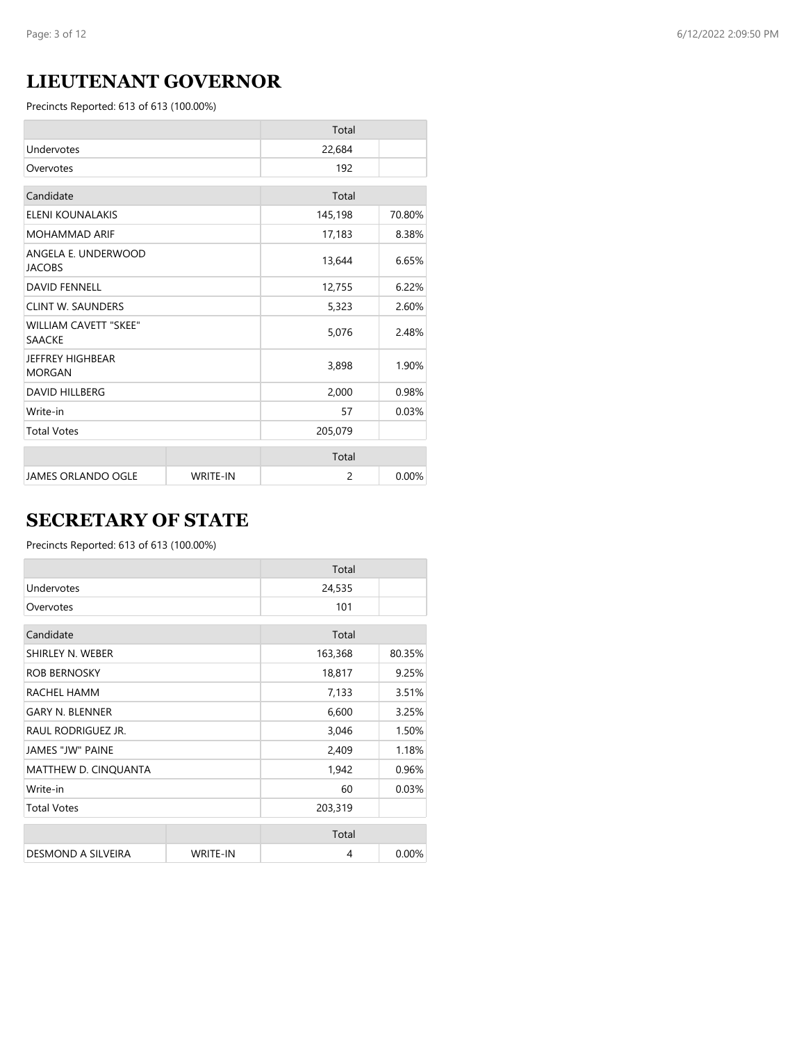## LIEUTENANT GOVERNOR

Precincts Reported: 613 of 613 (100.00%)

| | Total | |
|---|---|---|
| Undervotes | 22,684 | |
| Overvotes | 192 | |

| Candidate | Total | |
|---|---|---|
| ELENI KOUNALAKIS | 145,198 | 70.80% |
| MOHAMMAD ARIF | 17,183 | 8.38% |
| ANGELA E. UNDERWOOD JACOBS | 13,644 | 6.65% |
| DAVID FENNELL | 12,755 | 6.22% |
| CLINT W. SAUNDERS | 5,323 | 2.60% |
| WILLIAM CAVETT "SKEE" SAACKE | 5,076 | 2.48% |
| JEFFREY HIGHBEAR MORGAN | 3,898 | 1.90% |
| DAVID HILLBERG | 2,000 | 0.98% |
| Write-in | 57 | 0.03% |
| Total Votes | 205,079 | |

| | | Total | |
|---|---|---|---|
| JAMES ORLANDO OGLE | WRITE-IN | 2 | 0.00% |

## SECRETARY OF STATE

Precincts Reported: 613 of 613 (100.00%)

| | Total | |
|---|---|---|
| Undervotes | 24,535 | |
| Overvotes | 101 | |

| Candidate | Total | |
|---|---|---|
| SHIRLEY N. WEBER | 163,368 | 80.35% |
| ROB BERNOSKY | 18,817 | 9.25% |
| RACHEL HAMM | 7,133 | 3.51% |
| GARY N. BLENNER | 6,600 | 3.25% |
| RAUL RODRIGUEZ JR. | 3,046 | 1.50% |
| JAMES "JW" PAINE | 2,409 | 1.18% |
| MATTHEW D. CINQUANTA | 1,942 | 0.96% |
| Write-in | 60 | 0.03% |
| Total Votes | 203,319 | |

| | | Total | |
|---|---|---|---|
| DESMOND A SILVEIRA | WRITE-IN | 4 | 0.00% |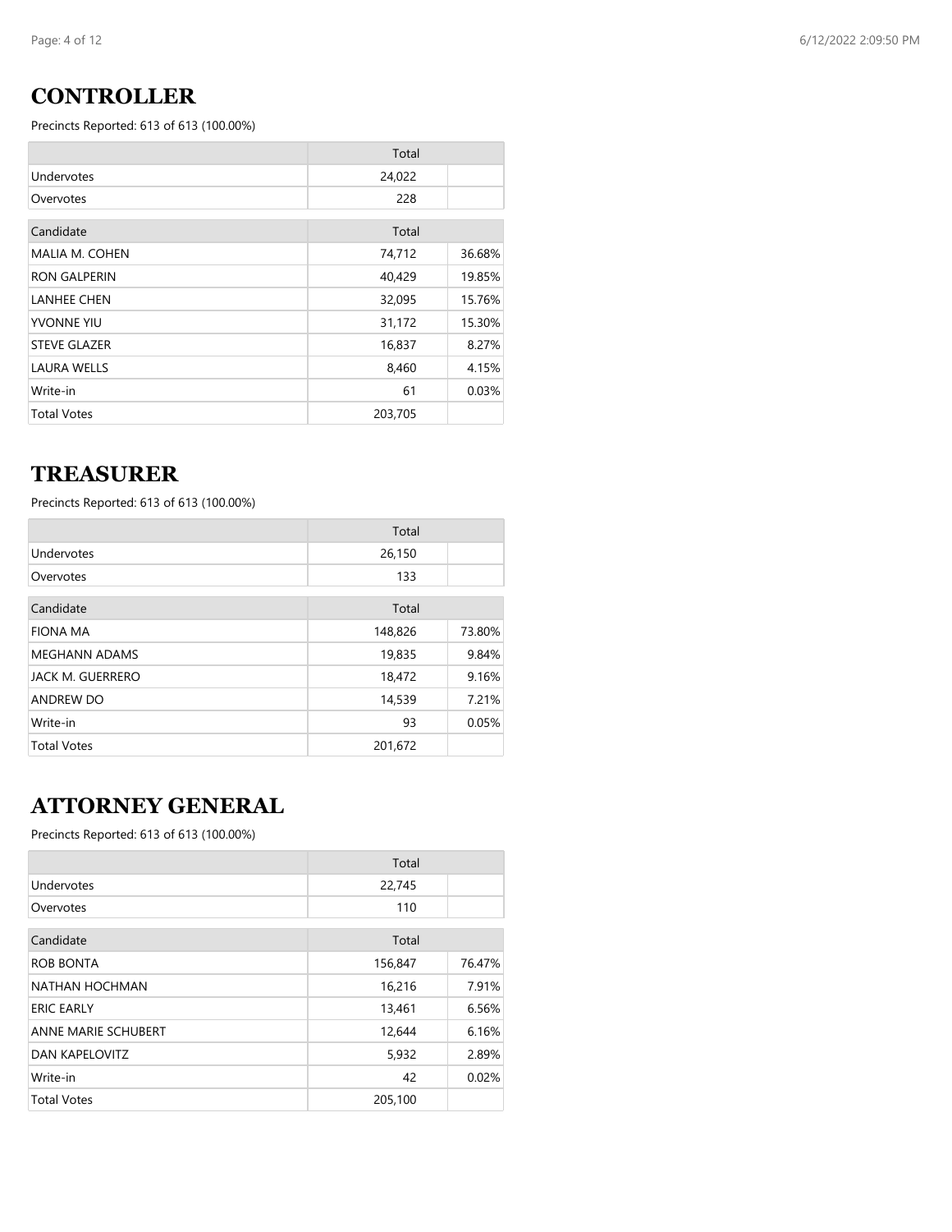## CONTROLLER

Precincts Reported: 613 of 613 (100.00%)

| | Total | |
|---|---|---|
| Undervotes | 24,022 | |
| Overvotes | 228 | |

| Candidate | Total | |
|---|---|---|
| MALIA M. COHEN | 74,712 | 36.68% |
| RON GALPERIN | 40,429 | 19.85% |
| LANHEE CHEN | 32,095 | 15.76% |
| YVONNE YIU | 31,172 | 15.30% |
| STEVE GLAZER | 16,837 | 8.27% |
| LAURA WELLS | 8,460 | 4.15% |
| Write-in | 61 | 0.03% |
| Total Votes | 203,705 | |

## TREASURER

Precincts Reported: 613 of 613 (100.00%)

| | Total | |
|---|---|---|
| Undervotes | 26,150 | |
| Overvotes | 133 | |

| Candidate | Total | |
|---|---|---|
| FIONA MA | 148,826 | 73.80% |
| MEGHANN ADAMS | 19,835 | 9.84% |
| JACK M. GUERRERO | 18,472 | 9.16% |
| ANDREW DO | 14,539 | 7.21% |
| Write-in | 93 | 0.05% |
| Total Votes | 201,672 | |

## ATTORNEY GENERAL

Precincts Reported: 613 of 613 (100.00%)

| | Total | |
|---|---|---|
| Undervotes | 22,745 | |
| Overvotes | 110 | |

| Candidate | Total | |
|---|---|---|
| ROB BONTA | 156,847 | 76.47% |
| NATHAN HOCHMAN | 16,216 | 7.91% |
| ERIC EARLY | 13,461 | 6.56% |
| ANNE MARIE SCHUBERT | 12,644 | 6.16% |
| DAN KAPELOVITZ | 5,932 | 2.89% |
| Write-in | 42 | 0.02% |
| Total Votes | 205,100 | |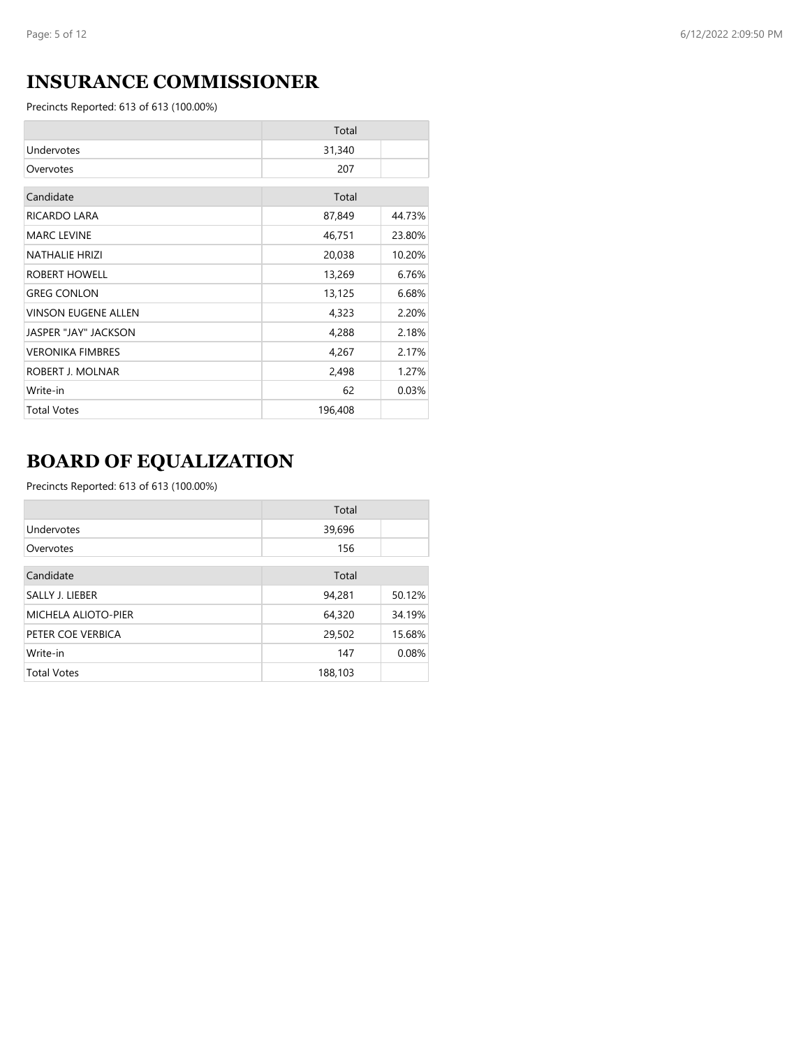## INSURANCE COMMISSIONER

Precincts Reported: 613 of 613 (100.00%)

| | Total | |
|---|---|---|
| Undervotes | 31,340 | |
| Overvotes | 207 | |

| Candidate | Total | |
|---|---|---|
| RICARDO LARA | 87,849 | 44.73% |
| MARC LEVINE | 46,751 | 23.80% |
| NATHALIE HRIZI | 20,038 | 10.20% |
| ROBERT HOWELL | 13,269 | 6.76% |
| GREG CONLON | 13,125 | 6.68% |
| VINSON EUGENE ALLEN | 4,323 | 2.20% |
| JASPER "JAY" JACKSON | 4,288 | 2.18% |
| VERONIKA FIMBRES | 4,267 | 2.17% |
| ROBERT J. MOLNAR | 2,498 | 1.27% |
| Write-in | 62 | 0.03% |
| Total Votes | 196,408 | |

## BOARD OF EQUALIZATION

Precincts Reported: 613 of 613 (100.00%)

| | Total | |
|---|---|---|
| Undervotes | 39,696 | |
| Overvotes | 156 | |

| Candidate | Total | |
|---|---|---|
| SALLY J. LIEBER | 94,281 | 50.12% |
| MICHELA ALIOTO-PIER | 64,320 | 34.19% |
| PETER COE VERBICA | 29,502 | 15.68% |
| Write-in | 147 | 0.08% |
| Total Votes | 188,103 | |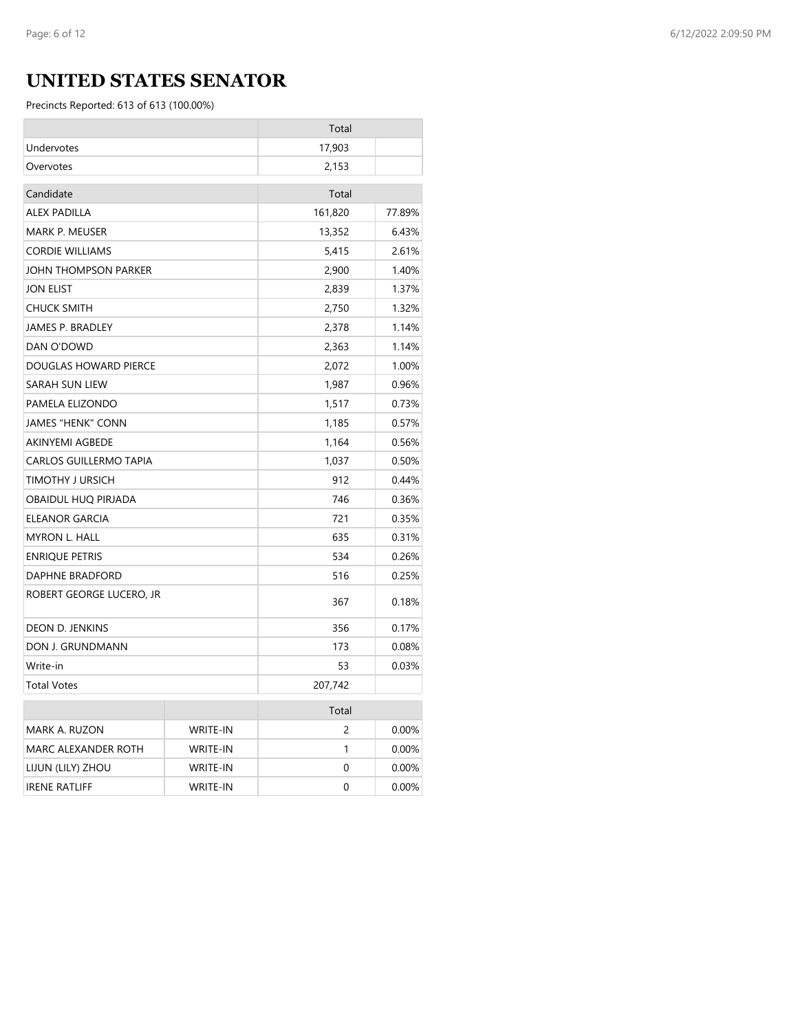# UNITED STATES SENATOR

Precincts Reported: 613 of 613 (100.00%)

| | Total | |
|---|---|---|
| Undervotes | 17,903 | |
| Overvotes | 2,153 | |

| Candidate | Total | |
|---|---|---|
| ALEX PADILLA | 161,820 | 77.89% |
| MARK P. MEUSER | 13,352 | 6.43% |
| CORDIE WILLIAMS | 5,415 | 2.61% |
| JOHN THOMPSON PARKER | 2,900 | 1.40% |
| JON ELIST | 2,839 | 1.37% |
| CHUCK SMITH | 2,750 | 1.32% |
| JAMES P. BRADLEY | 2,378 | 1.14% |
| DAN O'DOWD | 2,363 | 1.14% |
| DOUGLAS HOWARD PIERCE | 2,072 | 1.00% |
| SARAH SUN LIEW | 1,987 | 0.96% |
| PAMELA ELIZONDO | 1,517 | 0.73% |
| JAMES "HENK" CONN | 1,185 | 0.57% |
| AKINYEMI AGBEDE | 1,164 | 0.56% |
| CARLOS GUILLERMO TAPIA | 1,037 | 0.50% |
| TIMOTHY J URSICH | 912 | 0.44% |
| OBAIDUL HUQ PIRJADA | 746 | 0.36% |
| ELEANOR GARCIA | 721 | 0.35% |
| MYRON L. HALL | 635 | 0.31% |
| ENRIQUE PETRIS | 534 | 0.26% |
| DAPHNE BRADFORD | 516 | 0.25% |
| ROBERT GEORGE LUCERO, JR | 367 | 0.18% |
| DEON D. JENKINS | 356 | 0.17% |
| DON J. GRUNDMANN | 173 | 0.08% |
| Write-in | 53 | 0.03% |
| Total Votes | 207,742 | |

| | | Total | |
|---|---|---|---|
| MARK A. RUZON | WRITE-IN | 2 | 0.00% |
| MARC ALEXANDER ROTH | WRITE-IN | 1 | 0.00% |
| LIJUN (LILY) ZHOU | WRITE-IN | 0 | 0.00% |
| IRENE RATLIFF | WRITE-IN | 0 | 0.00% |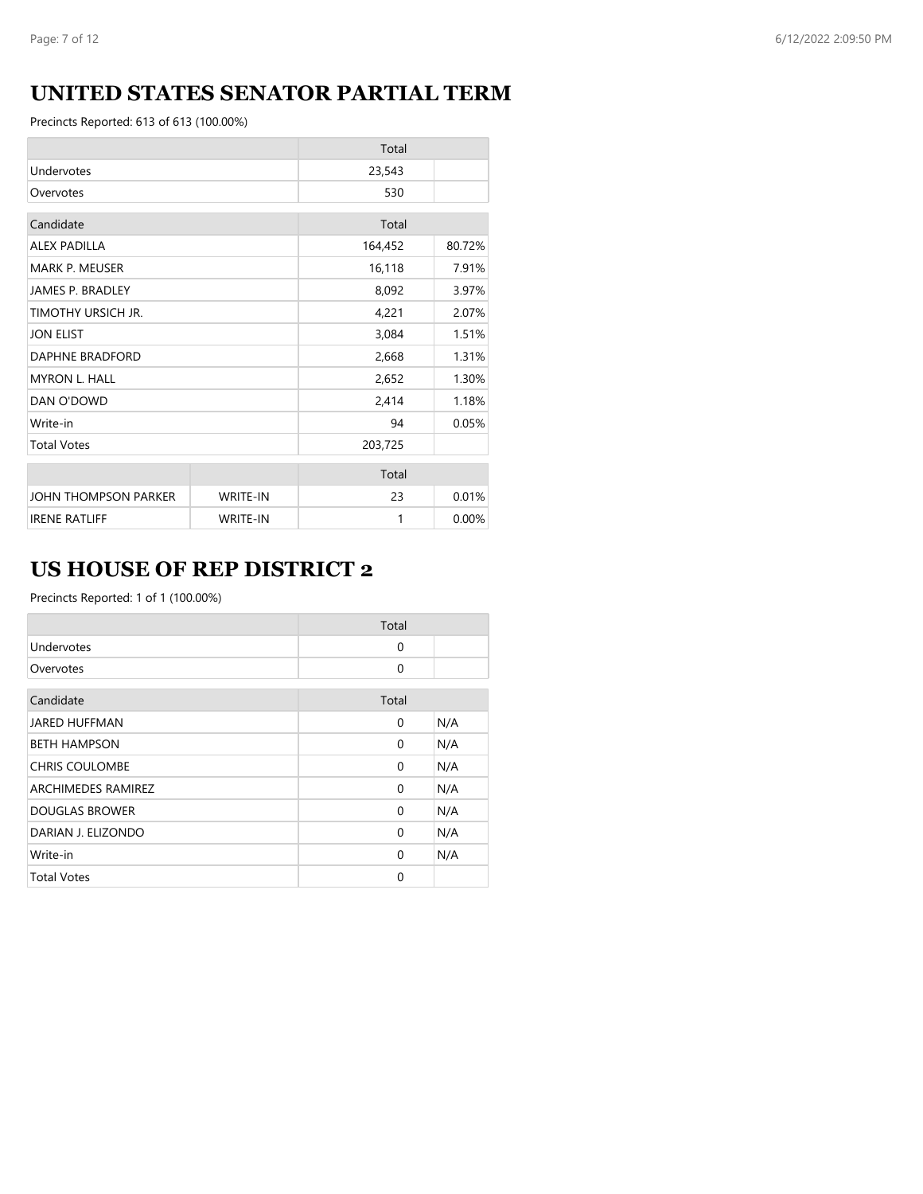## UNITED STATES SENATOR PARTIAL TERM

Precincts Reported: 613 of 613 (100.00%)

| | Total | |
|---|---|---|
| Undervotes | 23,543 | |
| Overvotes | 530 | |

| Candidate | Total | |
|---|---|---|
| ALEX PADILLA | 164,452 | 80.72% |
| MARK P. MEUSER | 16,118 | 7.91% |
| JAMES P. BRADLEY | 8,092 | 3.97% |
| TIMOTHY URSICH JR. | 4,221 | 2.07% |
| JON ELIST | 3,084 | 1.51% |
| DAPHNE BRADFORD | 2,668 | 1.31% |
| MYRON L. HALL | 2,652 | 1.30% |
| DAN O'DOWD | 2,414 | 1.18% |
| Write-in | 94 | 0.05% |
| Total Votes | 203,725 | |

| | | Total | |
|---|---|---|---|
| JOHN THOMPSON PARKER | WRITE-IN | 23 | 0.01% |
| IRENE RATLIFF | WRITE-IN | 1 | 0.00% |

## US HOUSE OF REP DISTRICT 2

Precincts Reported: 1 of 1 (100.00%)

| | Total | |
|---|---|---|
| Undervotes | 0 | |
| Overvotes | 0 | |

| Candidate | Total | |
|---|---|---|
| JARED HUFFMAN | 0 | N/A |
| BETH HAMPSON | 0 | N/A |
| CHRIS COULOMBE | 0 | N/A |
| ARCHIMEDES RAMIREZ | 0 | N/A |
| DOUGLAS BROWER | 0 | N/A |
| DARIAN J. ELIZONDO | 0 | N/A |
| Write-in | 0 | N/A |
| Total Votes | 0 | |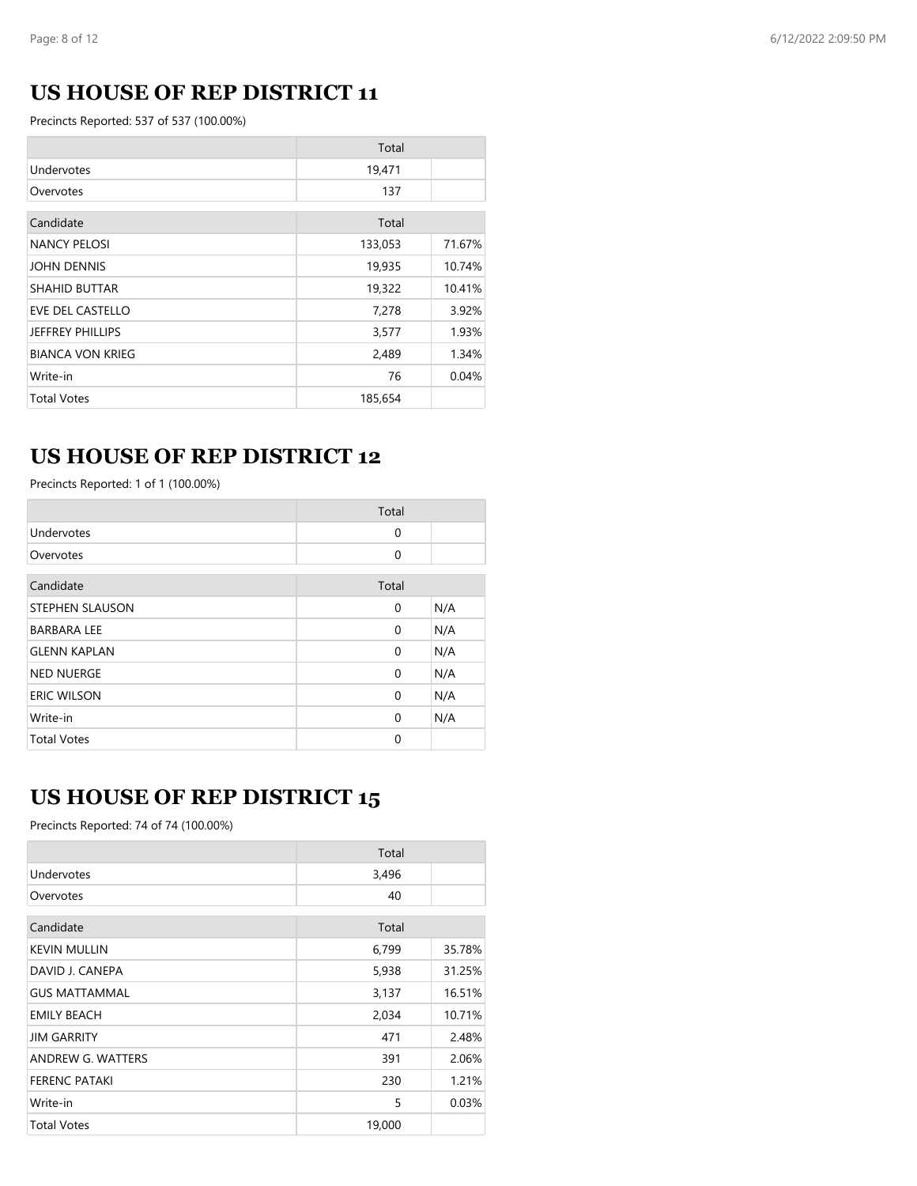## US HOUSE OF REP DISTRICT 11

Precincts Reported: 537 of 537 (100.00%)

| | Total | |
|---|---|---|
| Undervotes | 19,471 | |
| Overvotes | 137 | |

| Candidate | Total | |
|---|---|---|
| NANCY PELOSI | 133,053 | 71.67% |
| JOHN DENNIS | 19,935 | 10.74% |
| SHAHID BUTTAR | 19,322 | 10.41% |
| EVE DEL CASTELLO | 7,278 | 3.92% |
| JEFFREY PHILLIPS | 3,577 | 1.93% |
| BIANCA VON KRIEG | 2,489 | 1.34% |
| Write-in | 76 | 0.04% |
| Total Votes | 185,654 | |

## US HOUSE OF REP DISTRICT 12

Precincts Reported: 1 of 1 (100.00%)

| | Total | |
|---|---|---|
| Undervotes | 0 | |
| Overvotes | 0 | |

| Candidate | Total | |
|---|---|---|
| STEPHEN SLAUSON | 0 | N/A |
| BARBARA LEE | 0 | N/A |
| GLENN KAPLAN | 0 | N/A |
| NED NUERGE | 0 | N/A |
| ERIC WILSON | 0 | N/A |
| Write-in | 0 | N/A |
| Total Votes | 0 | |

## US HOUSE OF REP DISTRICT 15

Precincts Reported: 74 of 74 (100.00%)

| | Total | |
|---|---|---|
| Undervotes | 3,496 | |
| Overvotes | 40 | |

| Candidate | Total | |
|---|---|---|
| KEVIN MULLIN | 6,799 | 35.78% |
| DAVID J. CANEPA | 5,938 | 31.25% |
| GUS MATTAMMAL | 3,137 | 16.51% |
| EMILY BEACH | 2,034 | 10.71% |
| JIM GARRITY | 471 | 2.48% |
| ANDREW G. WATTERS | 391 | 2.06% |
| FERENC PATAKI | 230 | 1.21% |
| Write-in | 5 | 0.03% |
| Total Votes | 19,000 | |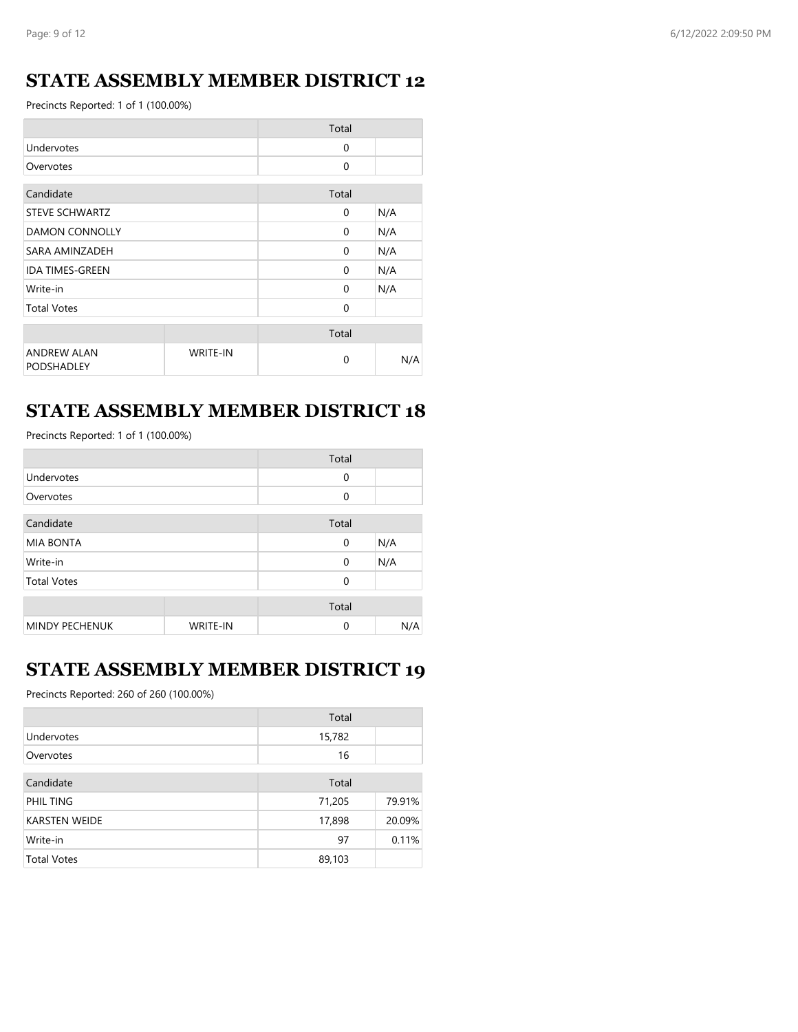## STATE ASSEMBLY MEMBER DISTRICT 12

Precincts Reported: 1 of 1 (100.00%)

| | Total | |
|---|---|---|
| Undervotes | 0 | |
| Overvotes | 0 | |

| Candidate | Total | |
|---|---|---|
| STEVE SCHWARTZ | 0 | N/A |
| DAMON CONNOLLY | 0 | N/A |
| SARA AMINZADEH | 0 | N/A |
| IDA TIMES-GREEN | 0 | N/A |
| Write-in | 0 | N/A |
| Total Votes | 0 | |

| | | Total | |
|---|---|---|---|
| ANDREW ALAN PODSHADLEY | WRITE-IN | 0 | N/A |

## STATE ASSEMBLY MEMBER DISTRICT 18

Precincts Reported: 1 of 1 (100.00%)

| | Total | |
|---|---|---|
| Undervotes | 0 | |
| Overvotes | 0 | |

| Candidate | Total | |
|---|---|---|
| MIA BONTA | 0 | N/A |
| Write-in | 0 | N/A |
| Total Votes | 0 | |

| | | Total | |
|---|---|---|---|
| MINDY PECHENUK | WRITE-IN | 0 | N/A |

## STATE ASSEMBLY MEMBER DISTRICT 19

Precincts Reported: 260 of 260 (100.00%)

| | Total | |
|---|---|---|
| Undervotes | 15,782 | |
| Overvotes | 16 | |

| Candidate | Total | |
|---|---|---|
| PHIL TING | 71,205 | 79.91% |
| KARSTEN WEIDE | 17,898 | 20.09% |
| Write-in | 97 | 0.11% |
| Total Votes | 89,103 | |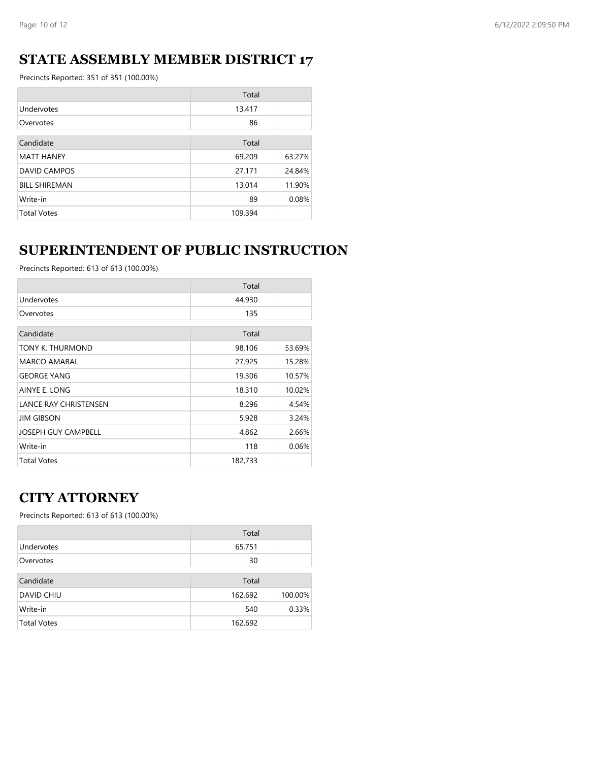## STATE ASSEMBLY MEMBER DISTRICT 17

Precincts Reported: 351 of 351 (100.00%)

| | Total | |
|---|---|---|
| Undervotes | 13,417 | |
| Overvotes | 86 | |

| Candidate | Total | |
|---|---|---|
| MATT HANEY | 69,209 | 63.27% |
| DAVID CAMPOS | 27,171 | 24.84% |
| BILL SHIREMAN | 13,014 | 11.90% |
| Write-in | 89 | 0.08% |
| Total Votes | 109,394 | |

## SUPERINTENDENT OF PUBLIC INSTRUCTION

Precincts Reported: 613 of 613 (100.00%)

| | Total | |
|---|---|---|
| Undervotes | 44,930 | |
| Overvotes | 135 | |

| Candidate | Total | |
|---|---|---|
| TONY K. THURMOND | 98,106 | 53.69% |
| MARCO AMARAL | 27,925 | 15.28% |
| GEORGE YANG | 19,306 | 10.57% |
| AINYE E. LONG | 18,310 | 10.02% |
| LANCE RAY CHRISTENSEN | 8,296 | 4.54% |
| JIM GIBSON | 5,928 | 3.24% |
| JOSEPH GUY CAMPBELL | 4,862 | 2.66% |
| Write-in | 118 | 0.06% |
| Total Votes | 182,733 | |

## CITY ATTORNEY

Precincts Reported: 613 of 613 (100.00%)

| | Total | |
|---|---|---|
| Undervotes | 65,751 | |
| Overvotes | 30 | |

| Candidate | Total | |
|---|---|---|
| DAVID CHIU | 162,692 | 100.00% |
| Write-in | 540 | 0.33% |
| Total Votes | 162,692 | |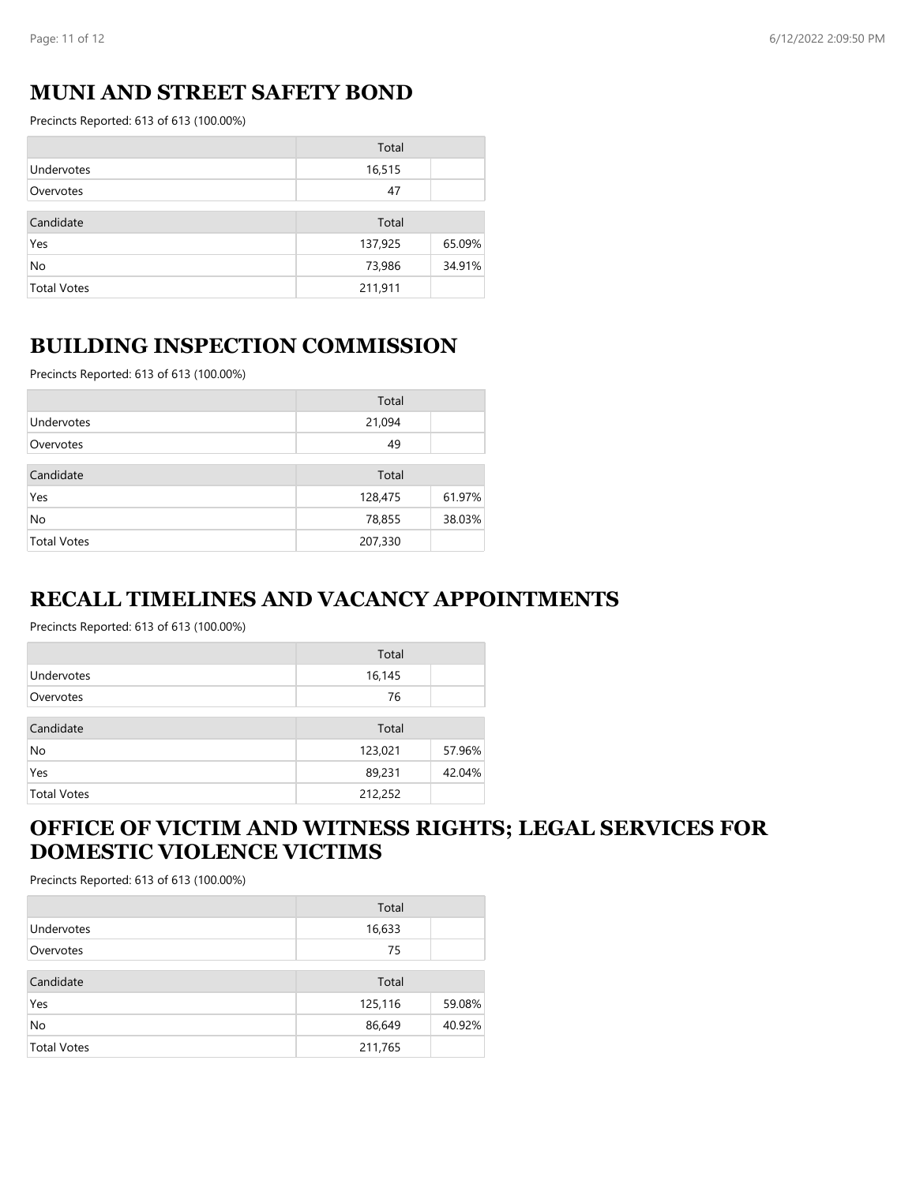## MUNI AND STREET SAFETY BOND

Precincts Reported: 613 of 613 (100.00%)

| | Total | |
|---|---|---|
| Undervotes | 16,515 | |
| Overvotes | 47 | |

| Candidate | Total | |
|---|---|---|
| Yes | 137,925 | 65.09% |
| No | 73,986 | 34.91% |
| Total Votes | 211,911 | |

## BUILDING INSPECTION COMMISSION

Precincts Reported: 613 of 613 (100.00%)

| | Total | |
|---|---|---|
| Undervotes | 21,094 | |
| Overvotes | 49 | |

| Candidate | Total | |
|---|---|---|
| Yes | 128,475 | 61.97% |
| No | 78,855 | 38.03% |
| Total Votes | 207,330 | |

## RECALL TIMELINES AND VACANCY APPOINTMENTS

Precincts Reported: 613 of 613 (100.00%)

| | Total | |
|---|---|---|
| Undervotes | 16,145 | |
| Overvotes | 76 | |

| Candidate | Total | |
|---|---|---|
| No | 123,021 | 57.96% |
| Yes | 89,231 | 42.04% |
| Total Votes | 212,252 | |

## OFFICE OF VICTIM AND WITNESS RIGHTS; LEGAL SERVICES FOR DOMESTIC VIOLENCE VICTIMS

Precincts Reported: 613 of 613 (100.00%)

| | Total | |
|---|---|---|
| Undervotes | 16,633 | |
| Overvotes | 75 | |

| Candidate | Total | |
|---|---|---|
| Yes | 125,116 | 59.08% |
| No | 86,649 | 40.92% |
| Total Votes | 211,765 | |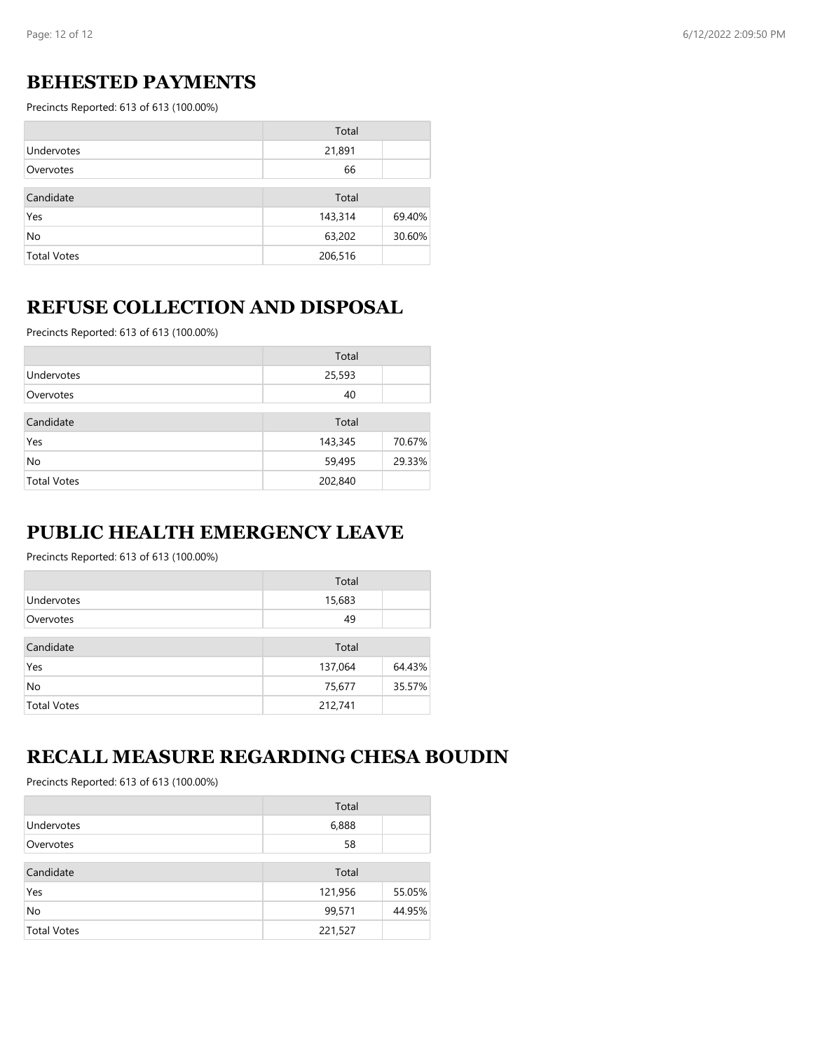## BEHESTED PAYMENTS

Precincts Reported: 613 of 613 (100.00%)

| | Total | |
|---|---|---|
| Undervotes | 21,891 | |
| Overvotes | 66 | |
| **Candidate** | **Total** | |
| Yes | 143,314 | 69.40% |
| No | 63,202 | 30.60% |
| Total Votes | 206,516 | |

## REFUSE COLLECTION AND DISPOSAL

Precincts Reported: 613 of 613 (100.00%)

| | Total | |
|---|---|---|
| Undervotes | 25,593 | |
| Overvotes | 40 | |
| **Candidate** | **Total** | |
| Yes | 143,345 | 70.67% |
| No | 59,495 | 29.33% |
| Total Votes | 202,840 | |

## PUBLIC HEALTH EMERGENCY LEAVE

Precincts Reported: 613 of 613 (100.00%)

| | Total | |
|---|---|---|
| Undervotes | 15,683 | |
| Overvotes | 49 | |
| **Candidate** | **Total** | |
| Yes | 137,064 | 64.43% |
| No | 75,677 | 35.57% |
| Total Votes | 212,741 | |

## RECALL MEASURE REGARDING CHESA BOUDIN

Precincts Reported: 613 of 613 (100.00%)

| | Total | |
|---|---|---|
| Undervotes | 6,888 | |
| Overvotes | 58 | |
| **Candidate** | **Total** | |
| Yes | 121,956 | 55.05% |
| No | 99,571 | 44.95% |
| Total Votes | 221,527 | |